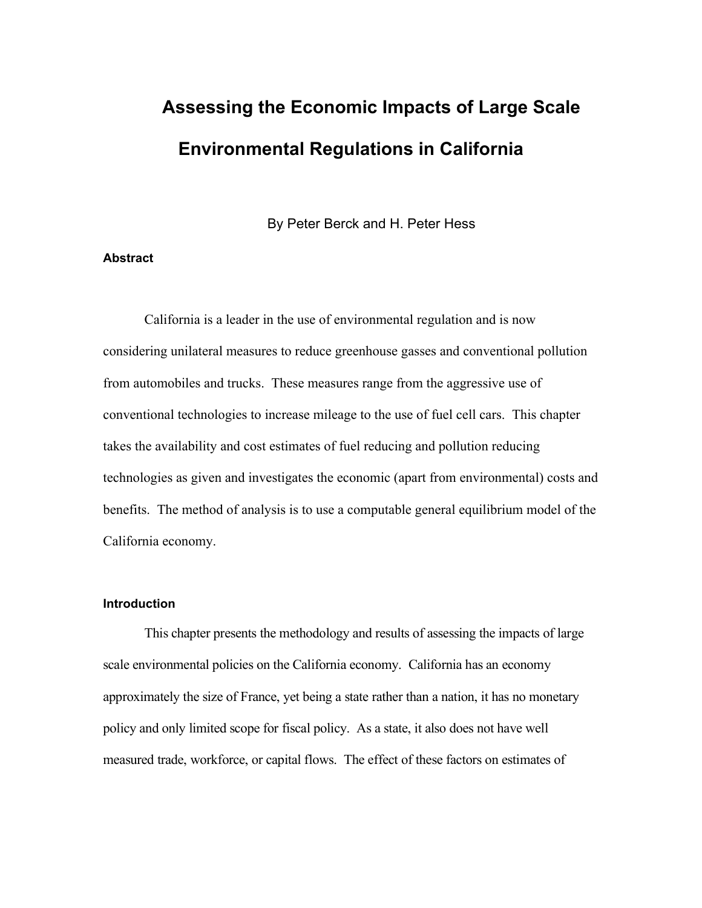# Assessing the Economic Impacts of Large Scale Environmental Regulations in California

By Peter Berck and H. Peter Hess

### Abstract

California is a leader in the use of environmental regulation and is now considering unilateral measures to reduce greenhouse gasses and conventional pollution from automobiles and trucks. These measures range from the aggressive use of conventional technologies to increase mileage to the use of fuel cell cars. This chapter takes the availability and cost estimates of fuel reducing and pollution reducing technologies as given and investigates the economic (apart from environmental) costs and benefits. The method of analysis is to use a computable general equilibrium model of the California economy.

### Introduction

This chapter presents the methodology and results of assessing the impacts of large scale environmental policies on the California economy. California has an economy approximately the size of France, yet being a state rather than a nation, it has no monetary policy and only limited scope for fiscal policy. As a state, it also does not have well measured trade, workforce, or capital flows. The effect of these factors on estimates of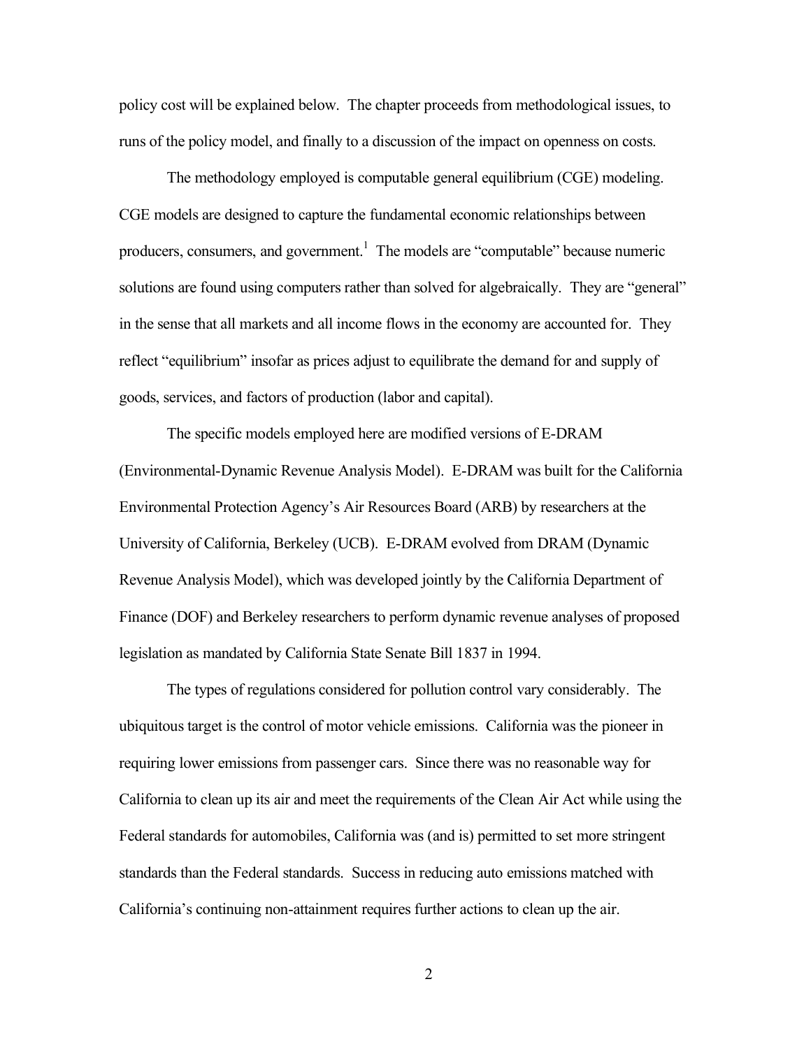policy cost will be explained below. The chapter proceeds from methodological issues, to runs of the policy model, and finally to a discussion of the impact on openness on costs.

The methodology employed is computable general equilibrium (CGE) modeling. CGE models are designed to capture the fundamental economic relationships between producers, consumers, and government.[1] The models are "computable" because numeric solutions are found using computers rather than solved for algebraically. They are "general" in the sense that all markets and all income flows in the economy are accounted for. They reflect "equilibrium" insofar as prices adjust to equilibrate the demand for and supply of goods, services, and factors of production (labor and capital).

The specific models employed here are modified versions of E-DRAM (Environmental-Dynamic Revenue Analysis Model). E-DRAM was built for the California Environmental Protection Agency's Air Resources Board (ARB) by researchers at the University of California, Berkeley (UCB). E-DRAM evolved from DRAM (Dynamic Revenue Analysis Model), which was developed jointly by the California Department of Finance (DOF) and Berkeley researchers to perform dynamic revenue analyses of proposed legislation as mandated by California State Senate Bill 1837 in 1994.

The types of regulations considered for pollution control vary considerably. The ubiquitous target is the control of motor vehicle emissions. California was the pioneer in requiring lower emissions from passenger cars. Since there was no reasonable way for California to clean up its air and meet the requirements of the Clean Air Act while using the Federal standards for automobiles, California was (and is) permitted to set more stringent standards than the Federal standards. Success in reducing auto emissions matched with California's continuing non-attainment requires further actions to clean up the air.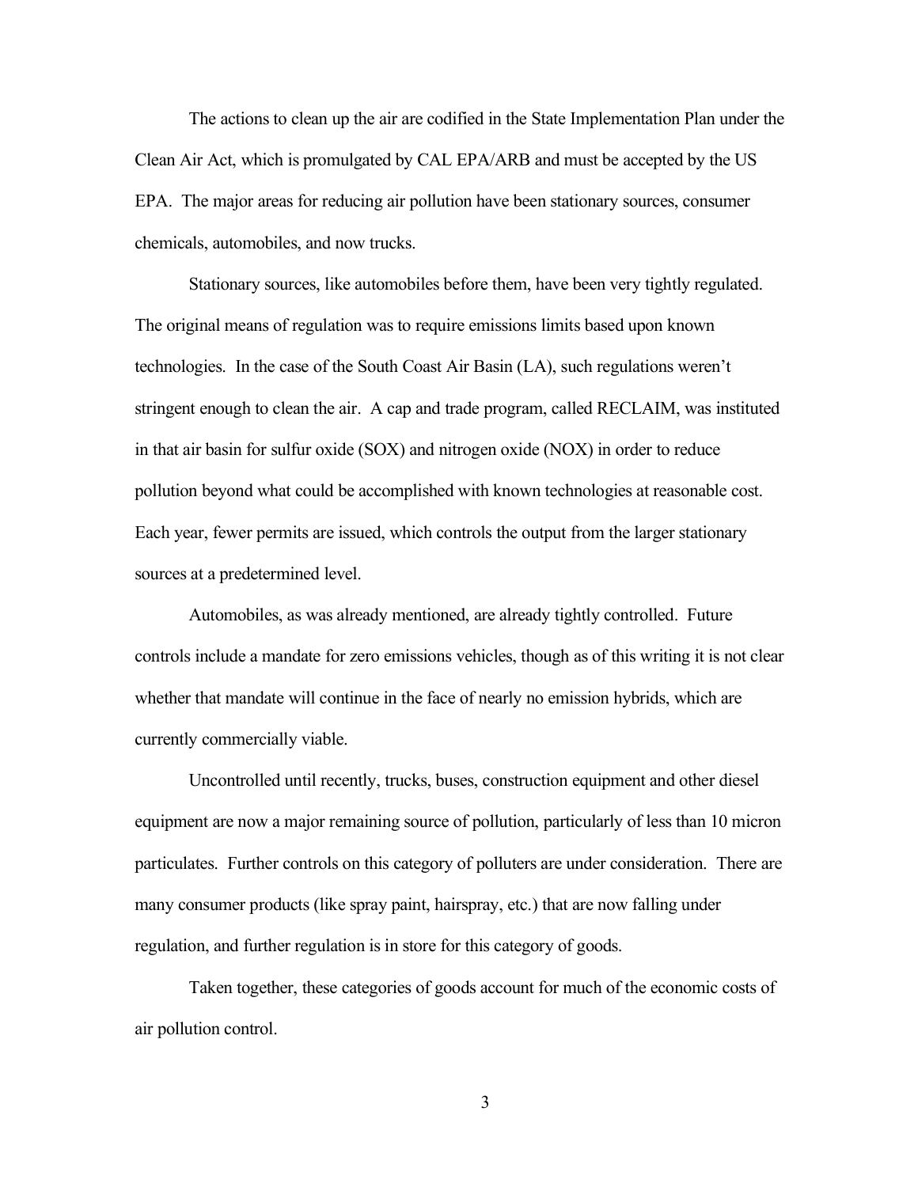The actions to clean up the air are codified in the State Implementation Plan under the Clean Air Act, which is promulgated by CAL EPA/ARB and must be accepted by the US EPA. The major areas for reducing air pollution have been stationary sources, consumer chemicals, automobiles, and now trucks.

Stationary sources, like automobiles before them, have been very tightly regulated. The original means of regulation was to require emissions limits based upon known technologies. In the case of the South Coast Air Basin (LA), such regulations weren't stringent enough to clean the air. A cap and trade program, called RECLAIM, was instituted in that air basin for sulfur oxide (SOX) and nitrogen oxide (NOX) in order to reduce pollution beyond what could be accomplished with known technologies at reasonable cost. Each year, fewer permits are issued, which controls the output from the larger stationary sources at a predetermined level.

Automobiles, as was already mentioned, are already tightly controlled. Future controls include a mandate for zero emissions vehicles, though as of this writing it is not clear whether that mandate will continue in the face of nearly no emission hybrids, which are currently commercially viable.

Uncontrolled until recently, trucks, buses, construction equipment and other diesel equipment are now a major remaining source of pollution, particularly of less than 10 micron particulates. Further controls on this category of polluters are under consideration. There are many consumer products (like spray paint, hairspray, etc.) that are now falling under regulation, and further regulation is in store for this category of goods.

Taken together, these categories of goods account for much of the economic costs of air pollution control.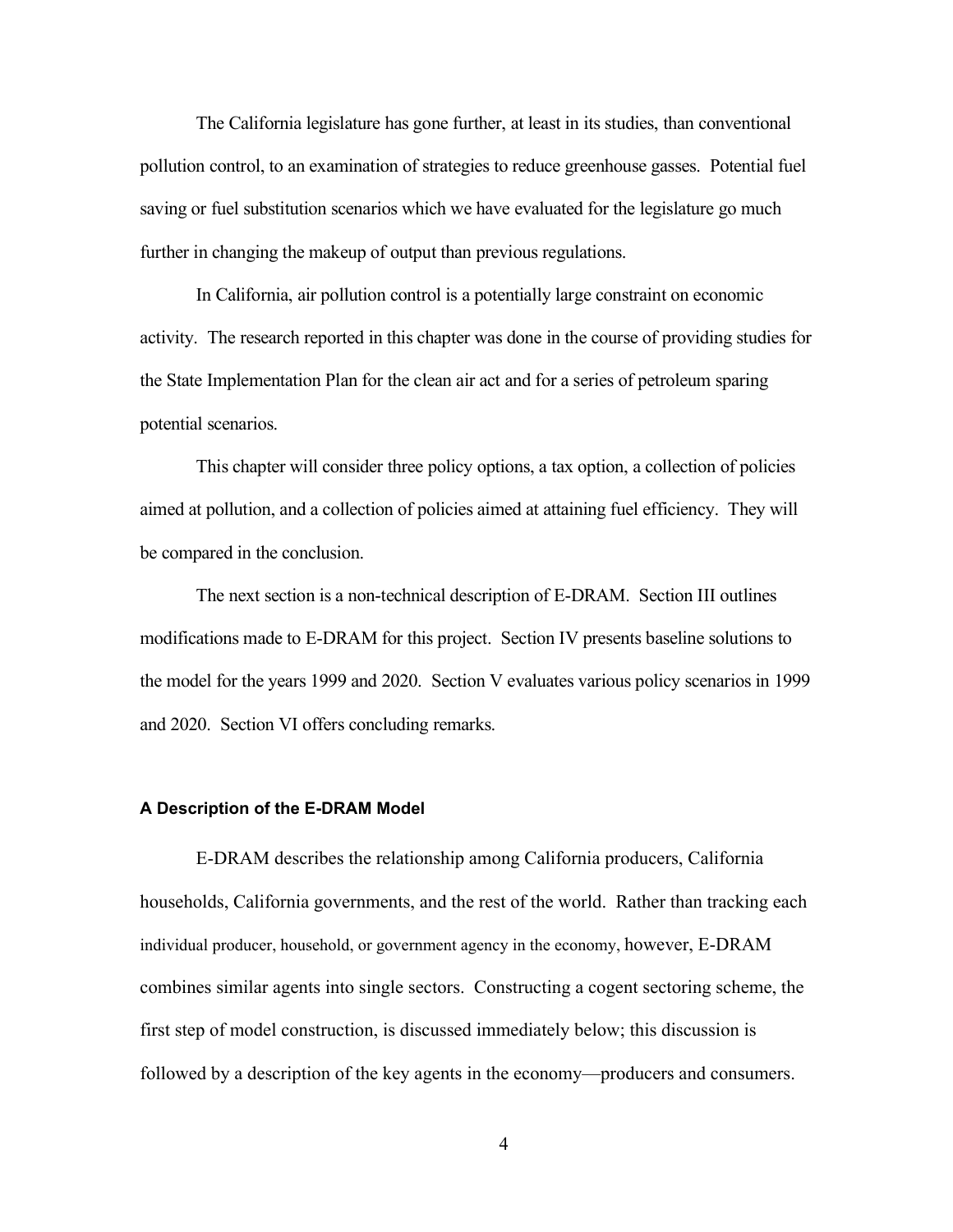The California legislature has gone further, at least in its studies, than conventional pollution control, to an examination of strategies to reduce greenhouse gasses. Potential fuel saving or fuel substitution scenarios which we have evaluated for the legislature go much further in changing the makeup of output than previous regulations.

In California, air pollution control is a potentially large constraint on economic activity. The research reported in this chapter was done in the course of providing studies for the State Implementation Plan for the clean air act and for a series of petroleum sparing potential scenarios.

This chapter will consider three policy options, a tax option, a collection of policies aimed at pollution, and a collection of policies aimed at attaining fuel efficiency. They will be compared in the conclusion.

The next section is a non-technical description of E-DRAM. Section III outlines modifications made to E-DRAM for this project. Section IV presents baseline solutions to the model for the years 1999 and 2020. Section V evaluates various policy scenarios in 1999 and 2020. Section VI offers concluding remarks.

#### A Description of the E-DRAM Model

E-DRAM describes the relationship among California producers, California households, California governments, and the rest of the world. Rather than tracking each individual producer, household, or government agency in the economy, however, E-DRAM combines similar agents into single sectors. Constructing a cogent sectoring scheme, the first step of model construction, is discussed immediately below; this discussion is followed by a description of the key agents in the economy—producers and consumers.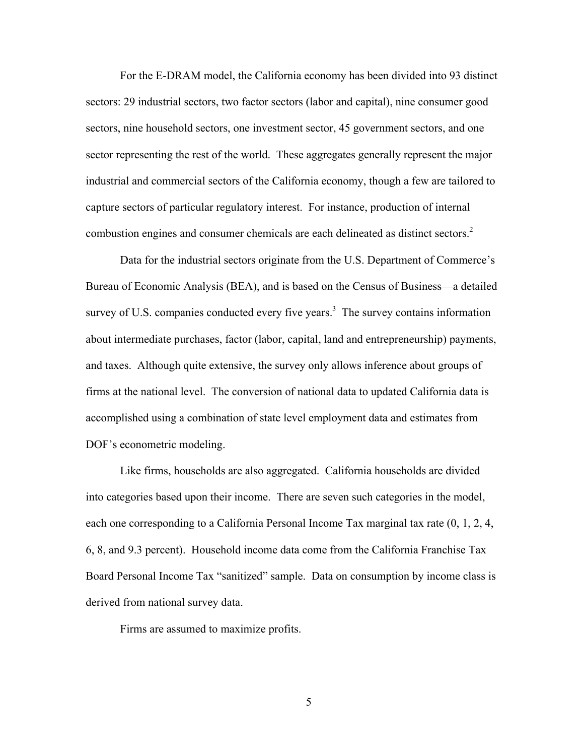For the E-DRAM model, the California economy has been divided into 93 distinct sectors: 29 industrial sectors, two factor sectors (labor and capital), nine consumer good sectors, nine household sectors, one investment sector, 45 government sectors, and one sector representing the rest of the world. These aggregates generally represent the major industrial and commercial sectors of the California economy, though a few are tailored to capture sectors of particular regulatory interest. For instance, production of internal combustion engines and consumer chemicals are each delineated as distinct sectors.[2]

Data for the industrial sectors originate from the U.S. Department of Commerce's Bureau of Economic Analysis (BEA), and is based on the Census of Business—a detailed survey of U.S. companies conducted every five years.[3] The survey contains information about intermediate purchases, factor (labor, capital, land and entrepreneurship) payments, and taxes. Although quite extensive, the survey only allows inference about groups of firms at the national level. The conversion of national data to updated California data is accomplished using a combination of state level employment data and estimates from DOF's econometric modeling.

Like firms, households are also aggregated. California households are divided into categories based upon their income. There are seven such categories in the model, each one corresponding to a California Personal Income Tax marginal tax rate (0, 1, 2, 4, 6, 8, and 9.3 percent). Household income data come from the California Franchise Tax Board Personal Income Tax "sanitized" sample. Data on consumption by income class is derived from national survey data.

Firms are assumed to maximize profits.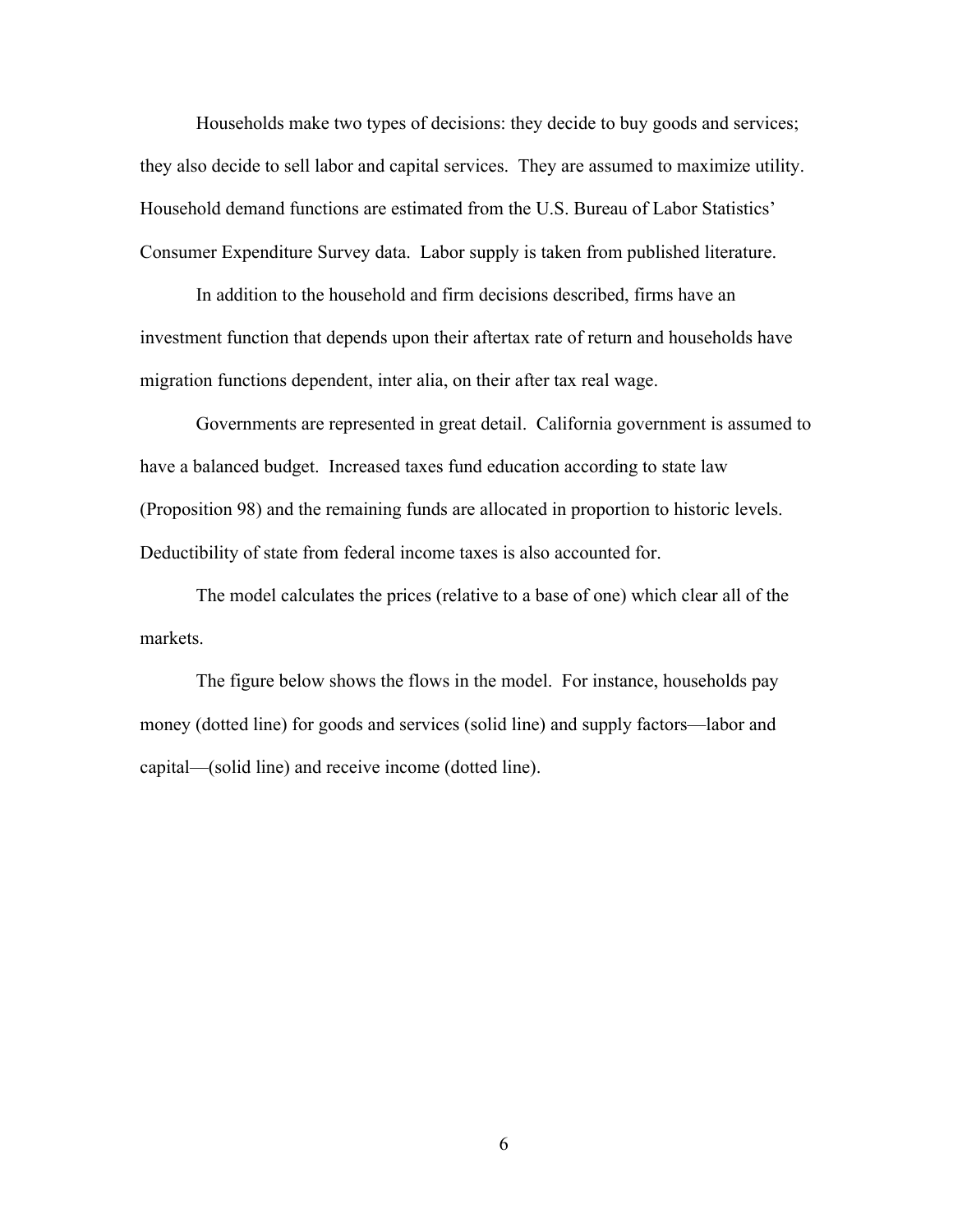Households make two types of decisions: they decide to buy goods and services; they also decide to sell labor and capital services. They are assumed to maximize utility. Household demand functions are estimated from the U.S. Bureau of Labor Statistics' Consumer Expenditure Survey data. Labor supply is taken from published literature.

In addition to the household and firm decisions described, firms have an investment function that depends upon their aftertax rate of return and households have migration functions dependent, inter alia, on their after tax real wage.

Governments are represented in great detail. California government is assumed to have a balanced budget. Increased taxes fund education according to state law (Proposition 98) and the remaining funds are allocated in proportion to historic levels. Deductibility of state from federal income taxes is also accounted for.

The model calculates the prices (relative to a base of one) which clear all of the markets.

The figure below shows the flows in the model. For instance, households pay money (dotted line) for goods and services (solid line) and supply factors—labor and capital—(solid line) and receive income (dotted line).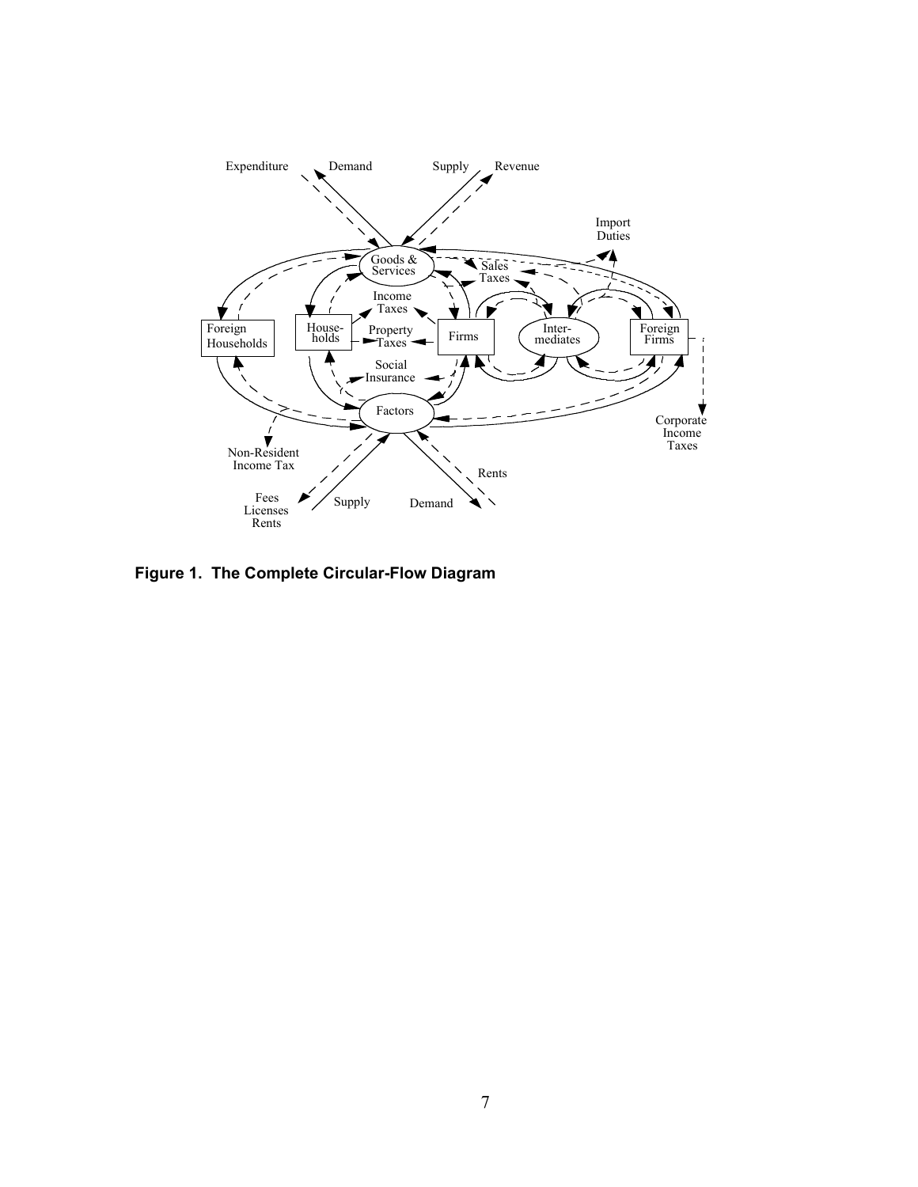**Figure 1. The Complete Circular-Flow Diagram**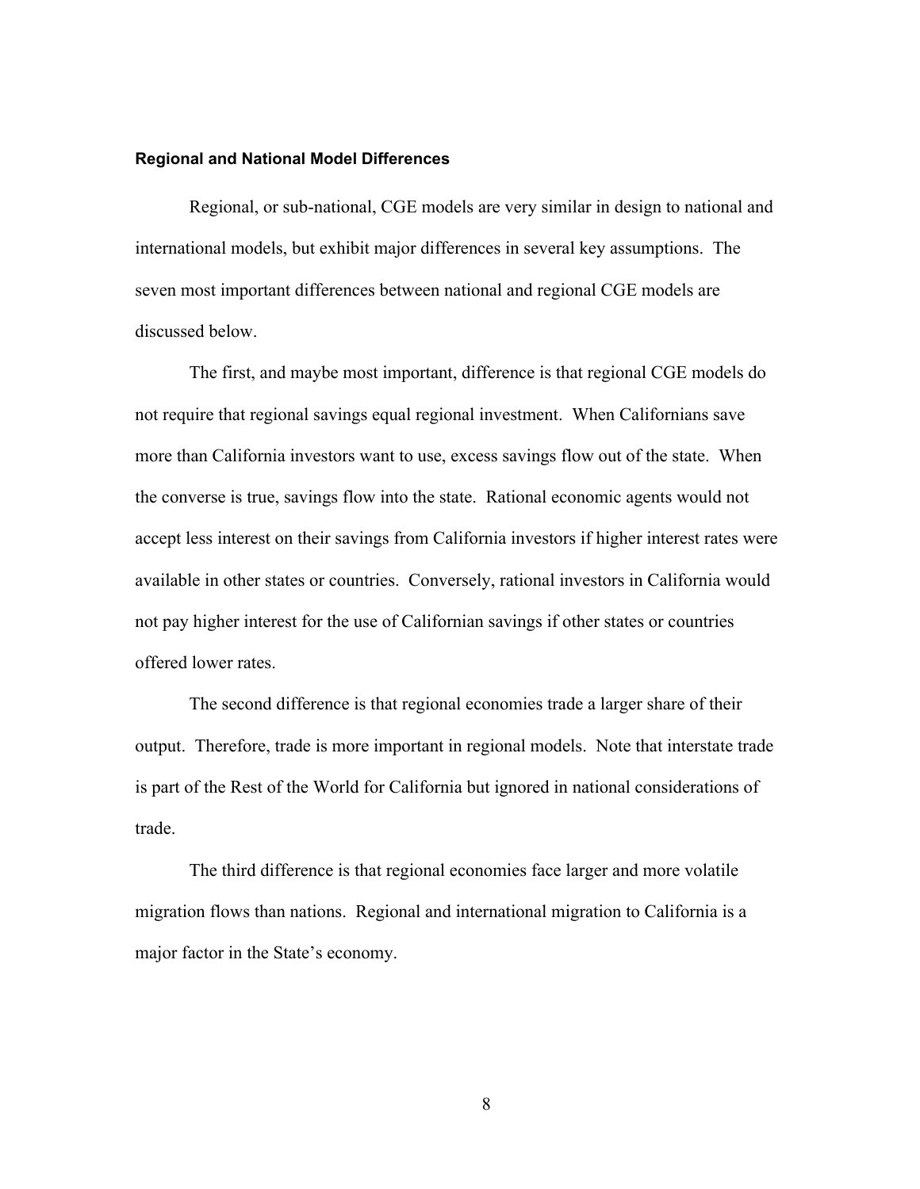### Regional and National Model Differences

Regional, or sub-national, CGE models are very similar in design to national and international models, but exhibit major differences in several key assumptions. The seven most important differences between national and regional CGE models are discussed below.

The first, and maybe most important, difference is that regional CGE models do not require that regional savings equal regional investment. When Californians save more than California investors want to use, excess savings flow out of the state. When the converse is true, savings flow into the state. Rational economic agents would not accept less interest on their savings from California investors if higher interest rates were available in other states or countries. Conversely, rational investors in California would not pay higher interest for the use of Californian savings if other states or countries offered lower rates.

The second difference is that regional economies trade a larger share of their output. Therefore, trade is more important in regional models. Note that interstate trade is part of the Rest of the World for California but ignored in national considerations of trade.

The third difference is that regional economies face larger and more volatile migration flows than nations. Regional and international migration to California is a major factor in the State's economy.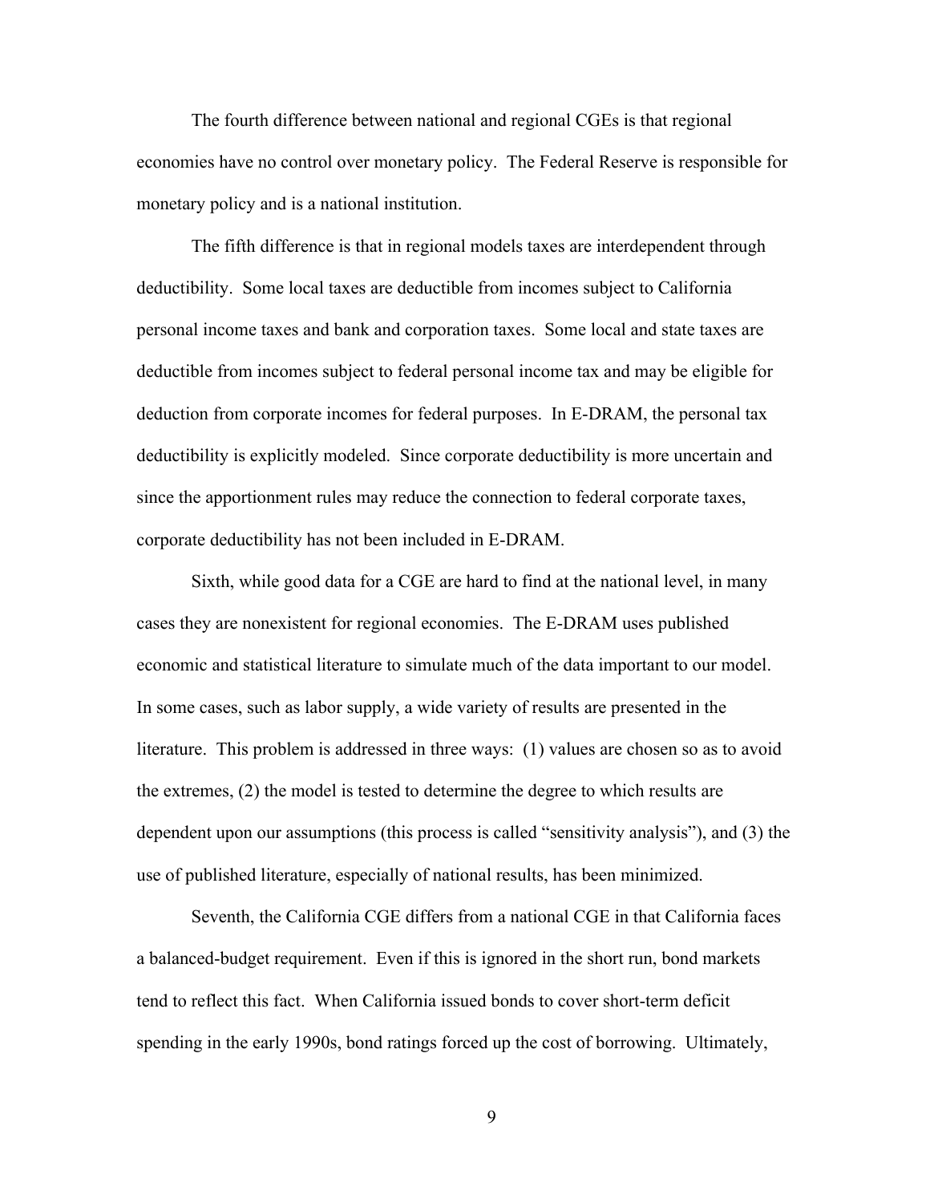The fourth difference between national and regional CGEs is that regional economies have no control over monetary policy. The Federal Reserve is responsible for monetary policy and is a national institution.

The fifth difference is that in regional models taxes are interdependent through deductibility. Some local taxes are deductible from incomes subject to California personal income taxes and bank and corporation taxes. Some local and state taxes are deductible from incomes subject to federal personal income tax and may be eligible for deduction from corporate incomes for federal purposes. In E-DRAM, the personal tax deductibility is explicitly modeled. Since corporate deductibility is more uncertain and since the apportionment rules may reduce the connection to federal corporate taxes, corporate deductibility has not been included in E-DRAM.

Sixth, while good data for a CGE are hard to find at the national level, in many cases they are nonexistent for regional economies. The E-DRAM uses published economic and statistical literature to simulate much of the data important to our model. In some cases, such as labor supply, a wide variety of results are presented in the literature. This problem is addressed in three ways: (1) values are chosen so as to avoid the extremes, (2) the model is tested to determine the degree to which results are dependent upon our assumptions (this process is called "sensitivity analysis"), and (3) the use of published literature, especially of national results, has been minimized.

Seventh, the California CGE differs from a national CGE in that California faces a balanced-budget requirement. Even if this is ignored in the short run, bond markets tend to reflect this fact. When California issued bonds to cover short-term deficit spending in the early 1990s, bond ratings forced up the cost of borrowing. Ultimately,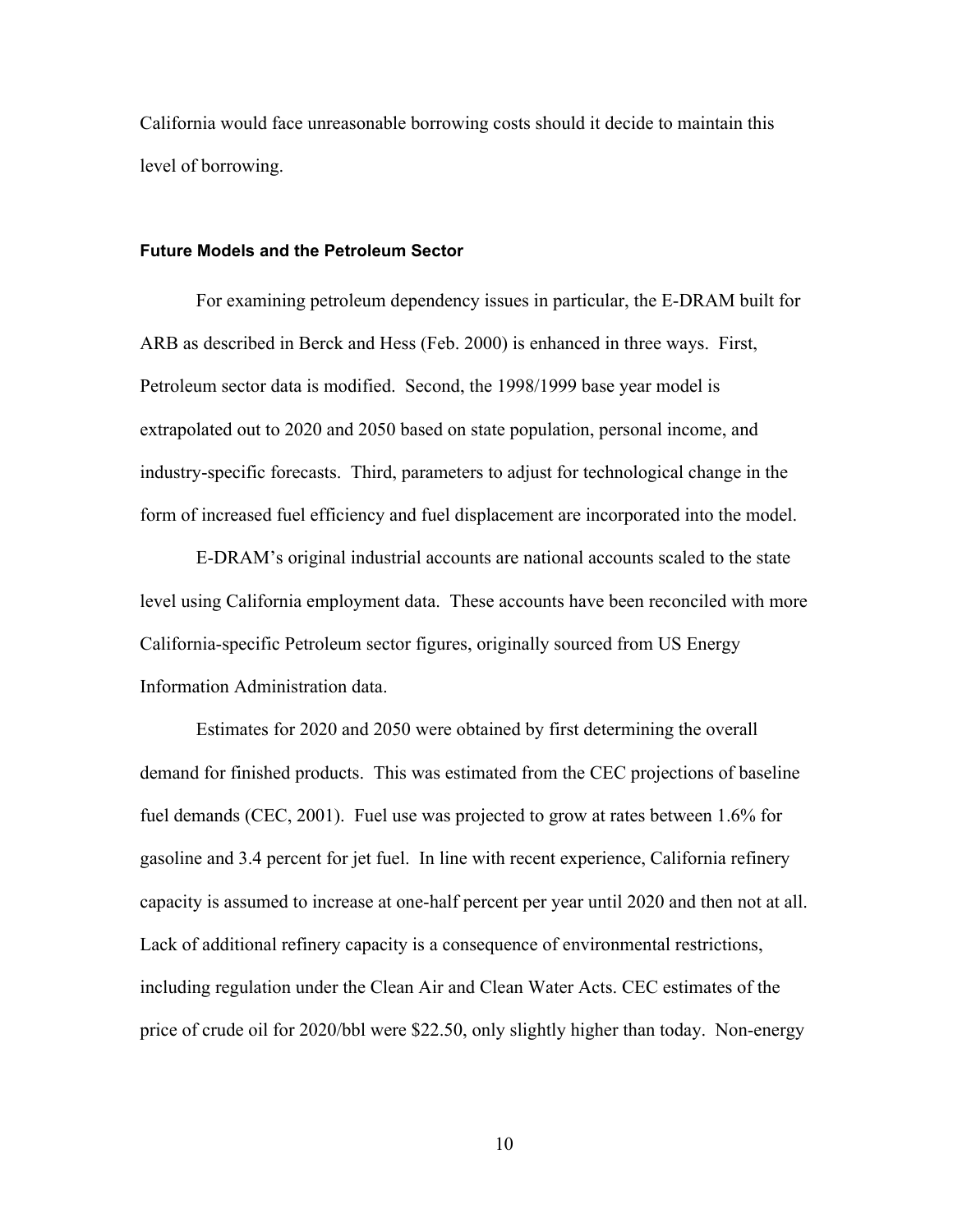California would face unreasonable borrowing costs should it decide to maintain this level of borrowing.

### Future Models and the Petroleum Sector

For examining petroleum dependency issues in particular, the E-DRAM built for ARB as described in Berck and Hess (Feb. 2000) is enhanced in three ways. First, Petroleum sector data is modified. Second, the 1998/1999 base year model is extrapolated out to 2020 and 2050 based on state population, personal income, and industry-specific forecasts. Third, parameters to adjust for technological change in the form of increased fuel efficiency and fuel displacement are incorporated into the model.

E-DRAM's original industrial accounts are national accounts scaled to the state level using California employment data. These accounts have been reconciled with more California-specific Petroleum sector figures, originally sourced from US Energy Information Administration data.

Estimates for 2020 and 2050 were obtained by first determining the overall demand for finished products. This was estimated from the CEC projections of baseline fuel demands (CEC, 2001). Fuel use was projected to grow at rates between 1.6% for gasoline and 3.4 percent for jet fuel. In line with recent experience, California refinery capacity is assumed to increase at one-half percent per year until 2020 and then not at all. Lack of additional refinery capacity is a consequence of environmental restrictions, including regulation under the Clean Air and Clean Water Acts. CEC estimates of the price of crude oil for 2020/bbl were $22.50, only slightly higher than today. Non-energy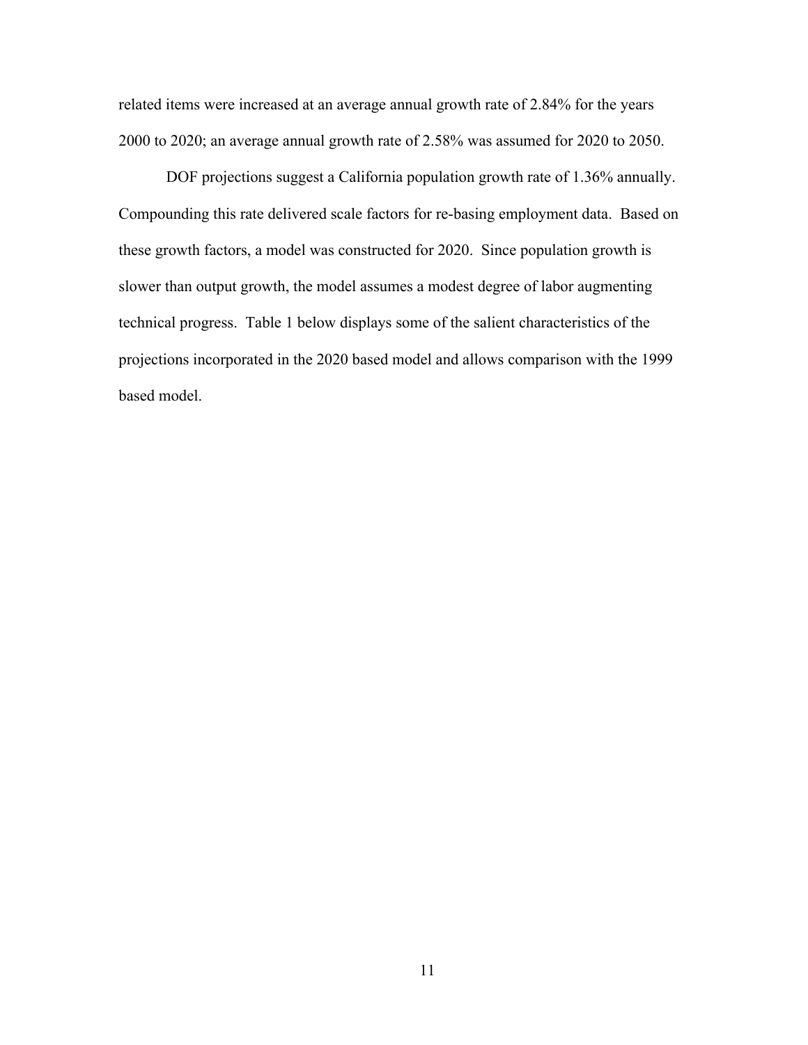related items were increased at an average annual growth rate of 2.84% for the years 2000 to 2020; an average annual growth rate of 2.58% was assumed for 2020 to 2050.

DOF projections suggest a California population growth rate of 1.36% annually. Compounding this rate delivered scale factors for re-basing employment data. Based on these growth factors, a model was constructed for 2020. Since population growth is slower than output growth, the model assumes a modest degree of labor augmenting technical progress. Table 1 below displays some of the salient characteristics of the projections incorporated in the 2020 based model and allows comparison with the 1999 based model.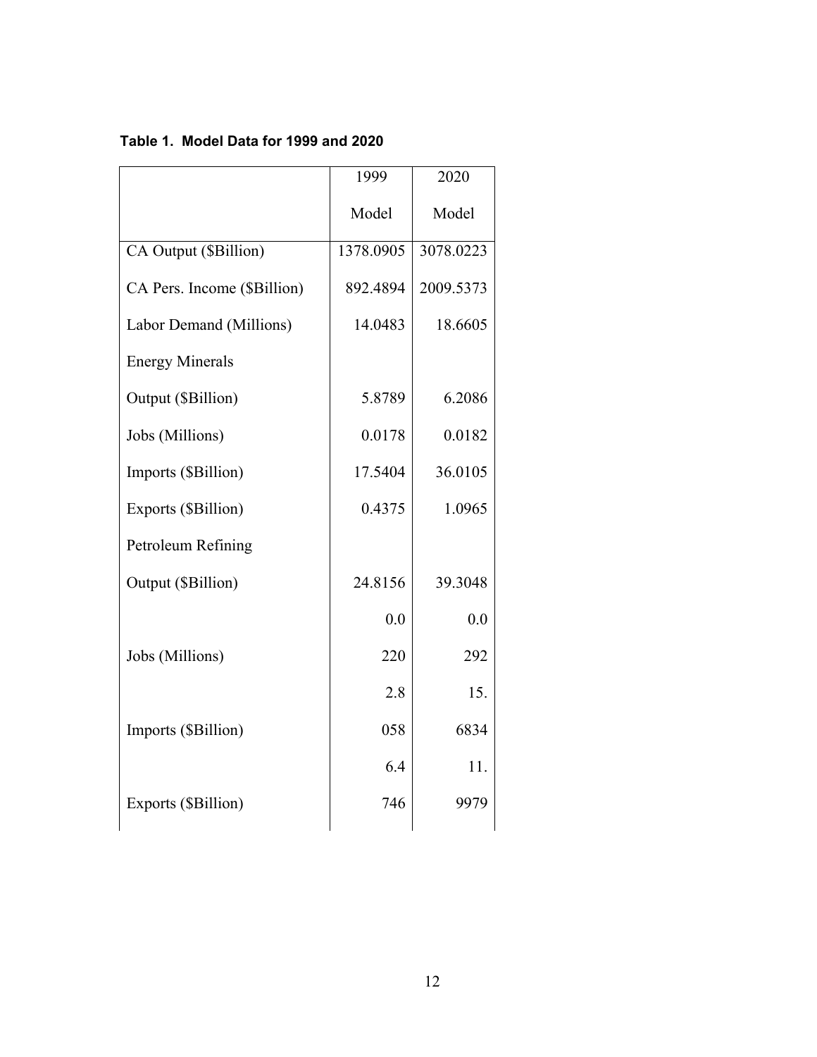**Table 1. Model Data for 1999 and 2020**

| | 1999 Model | 2020 Model |
|---|---|---|
| CA Output ($Billion) | 1378.0905 | 3078.0223 |
| CA Pers. Income ($Billion) | 892.4894 | 2009.5373 |
| Labor Demand (Millions) | 14.0483 | 18.6605 |
| Energy Minerals | | |
| Output ($Billion) | 5.8789 | 6.2086 |
| Jobs (Millions) | 0.0178 | 0.0182 |
| Imports ($Billion) | 17.5404 | 36.0105 |
| Exports ($Billion) | 0.4375 | 1.0965 |
| Petroleum Refining | | |
| Output ($Billion) | 24.8156 | 39.3048 |
| | 0.0 | 0.0 |
| Jobs (Millions) | 220 | 292 |
| | 2.8 | 15. |
| Imports ($Billion) | 058 | 6834 |
| | 6.4 | 11. |
| Exports ($Billion) | 746 | 9979 |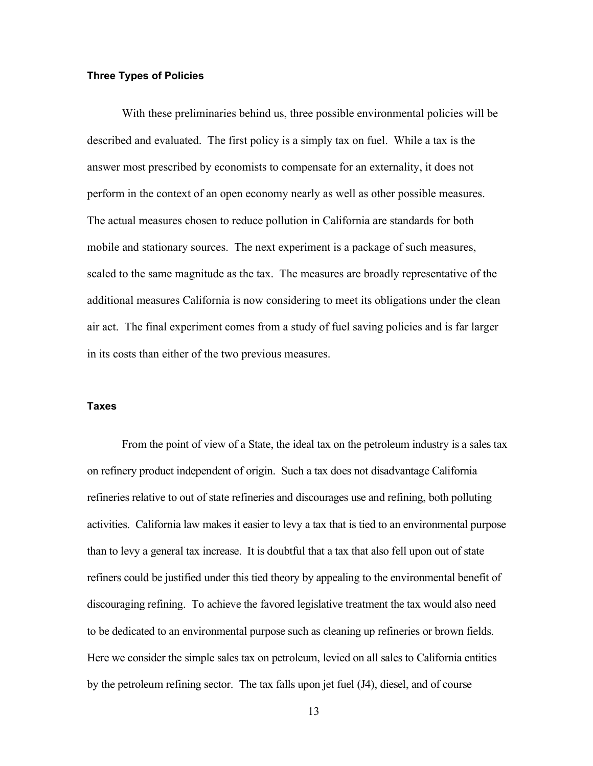### Three Types of Policies

With these preliminaries behind us, three possible environmental policies will be described and evaluated. The first policy is a simply tax on fuel. While a tax is the answer most prescribed by economists to compensate for an externality, it does not perform in the context of an open economy nearly as well as other possible measures. The actual measures chosen to reduce pollution in California are standards for both mobile and stationary sources. The next experiment is a package of such measures, scaled to the same magnitude as the tax. The measures are broadly representative of the additional measures California is now considering to meet its obligations under the clean air act. The final experiment comes from a study of fuel saving policies and is far larger in its costs than either of the two previous measures.

### Taxes

From the point of view of a State, the ideal tax on the petroleum industry is a sales tax on refinery product independent of origin. Such a tax does not disadvantage California refineries relative to out of state refineries and discourages use and refining, both polluting activities. California law makes it easier to levy a tax that is tied to an environmental purpose than to levy a general tax increase. It is doubtful that a tax that also fell upon out of state refiners could be justified under this tied theory by appealing to the environmental benefit of discouraging refining. To achieve the favored legislative treatment the tax would also need to be dedicated to an environmental purpose such as cleaning up refineries or brown fields. Here we consider the simple sales tax on petroleum, levied on all sales to California entities by the petroleum refining sector. The tax falls upon jet fuel (J4), diesel, and of course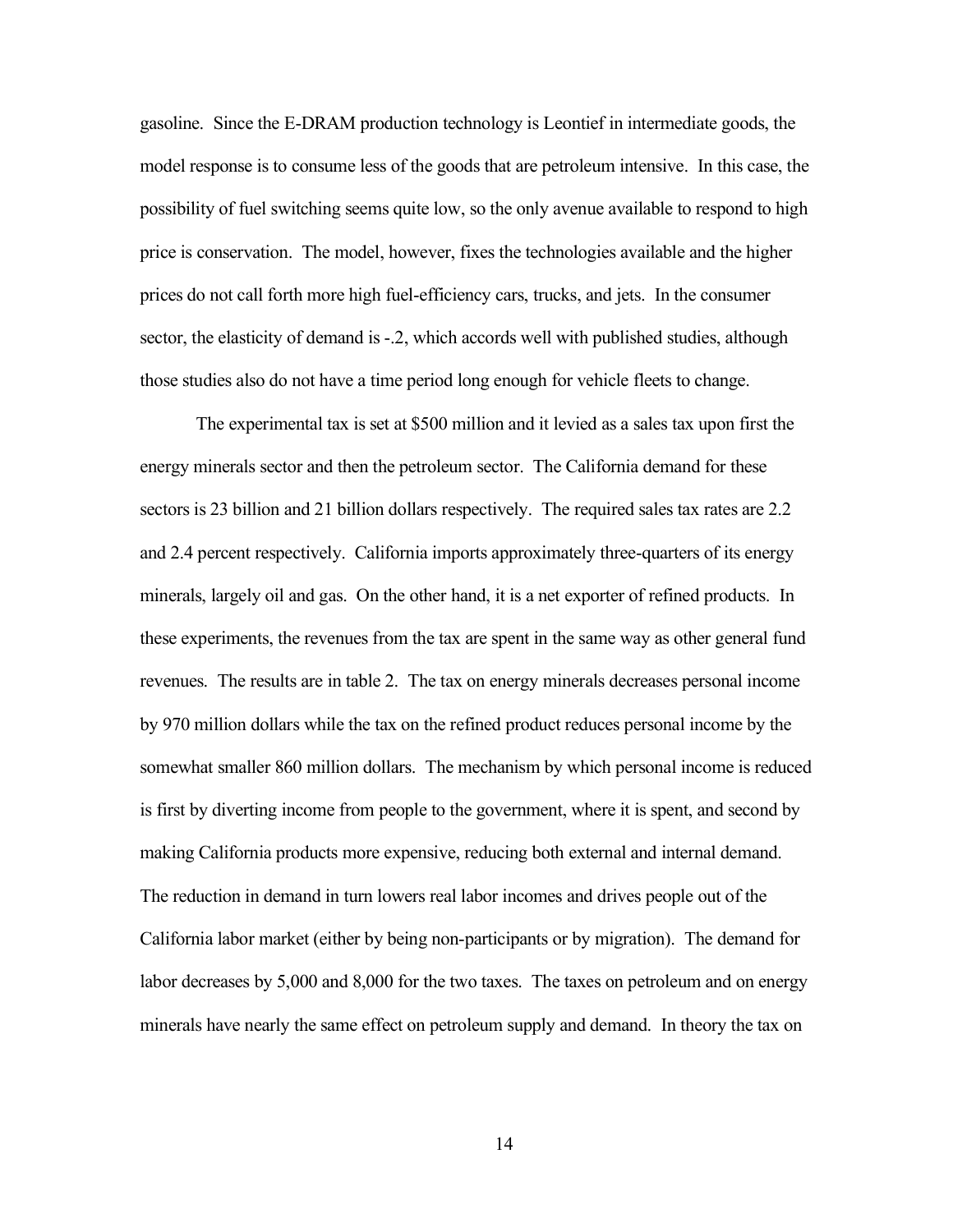gasoline. Since the E-DRAM production technology is Leontief in intermediate goods, the model response is to consume less of the goods that are petroleum intensive. In this case, the possibility of fuel switching seems quite low, so the only avenue available to respond to high price is conservation. The model, however, fixes the technologies available and the higher prices do not call forth more high fuel-efficiency cars, trucks, and jets. In the consumer sector, the elasticity of demand is -.2, which accords well with published studies, although those studies also do not have a time period long enough for vehicle fleets to change.

The experimental tax is set at $500 million and it levied as a sales tax upon first the energy minerals sector and then the petroleum sector. The California demand for these sectors is 23 billion and 21 billion dollars respectively. The required sales tax rates are 2.2 and 2.4 percent respectively. California imports approximately three-quarters of its energy minerals, largely oil and gas. On the other hand, it is a net exporter of refined products. In these experiments, the revenues from the tax are spent in the same way as other general fund revenues. The results are in table 2. The tax on energy minerals decreases personal income by 970 million dollars while the tax on the refined product reduces personal income by the somewhat smaller 860 million dollars. The mechanism by which personal income is reduced is first by diverting income from people to the government, where it is spent, and second by making California products more expensive, reducing both external and internal demand. The reduction in demand in turn lowers real labor incomes and drives people out of the California labor market (either by being non-participants or by migration). The demand for labor decreases by 5,000 and 8,000 for the two taxes. The taxes on petroleum and on energy minerals have nearly the same effect on petroleum supply and demand. In theory the tax on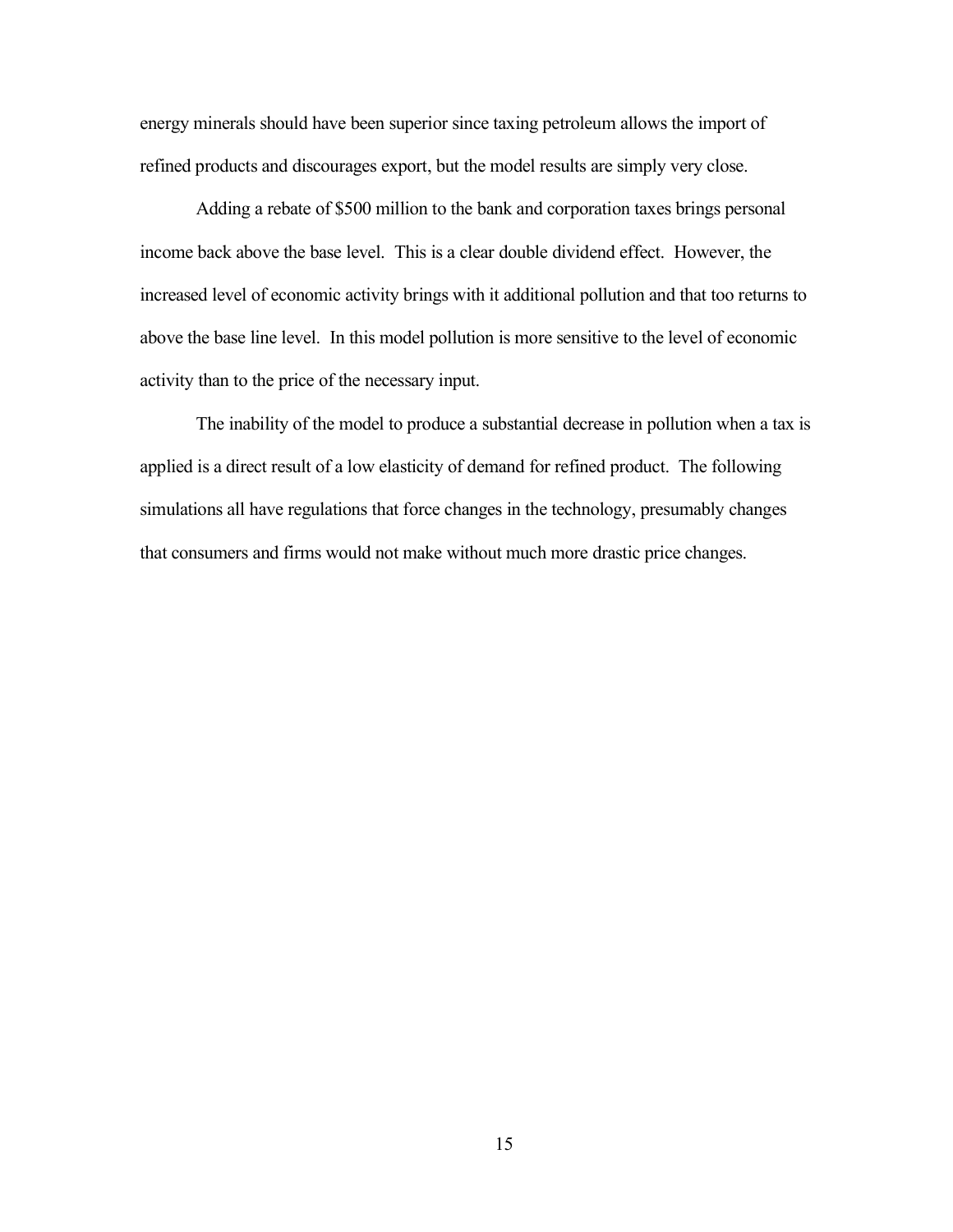energy minerals should have been superior since taxing petroleum allows the import of refined products and discourages export, but the model results are simply very close.

Adding a rebate of $500 million to the bank and corporation taxes brings personal income back above the base level. This is a clear double dividend effect. However, the increased level of economic activity brings with it additional pollution and that too returns to above the base line level. In this model pollution is more sensitive to the level of economic activity than to the price of the necessary input.

The inability of the model to produce a substantial decrease in pollution when a tax is applied is a direct result of a low elasticity of demand for refined product. The following simulations all have regulations that force changes in the technology, presumably changes that consumers and firms would not make without much more drastic price changes.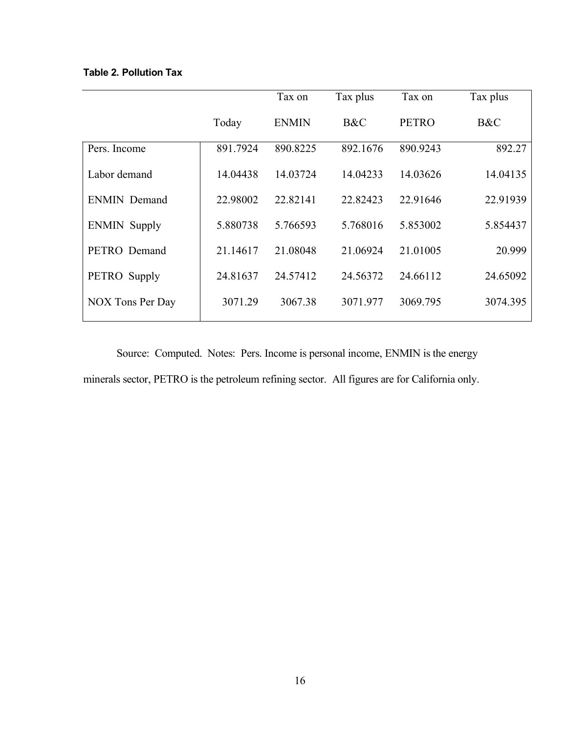**Table 2. Pollution Tax**

| | Today | Tax on ENMIN | Tax plus B&C | Tax on PETRO | Tax plus B&C |
|---|---|---|---|---|---|
| Pers. Income | 891.7924 | 890.8225 | 892.1676 | 890.9243 | 892.27 |
| Labor demand | 14.04438 | 14.03724 | 14.04233 | 14.03626 | 14.04135 |
| ENMIN Demand | 22.98002 | 22.82141 | 22.82423 | 22.91646 | 22.91939 |
| ENMIN Supply | 5.880738 | 5.766593 | 5.768016 | 5.853002 | 5.854437 |
| PETRO Demand | 21.14617 | 21.08048 | 21.06924 | 21.01005 | 20.999 |
| PETRO Supply | 24.81637 | 24.57412 | 24.56372 | 24.66112 | 24.65092 |
| NOX Tons Per Day | 3071.29 | 3067.38 | 3071.977 | 3069.795 | 3074.395 |

Source: Computed. Notes: Pers. Income is personal income, ENMIN is the energy minerals sector, PETRO is the petroleum refining sector. All figures are for California only.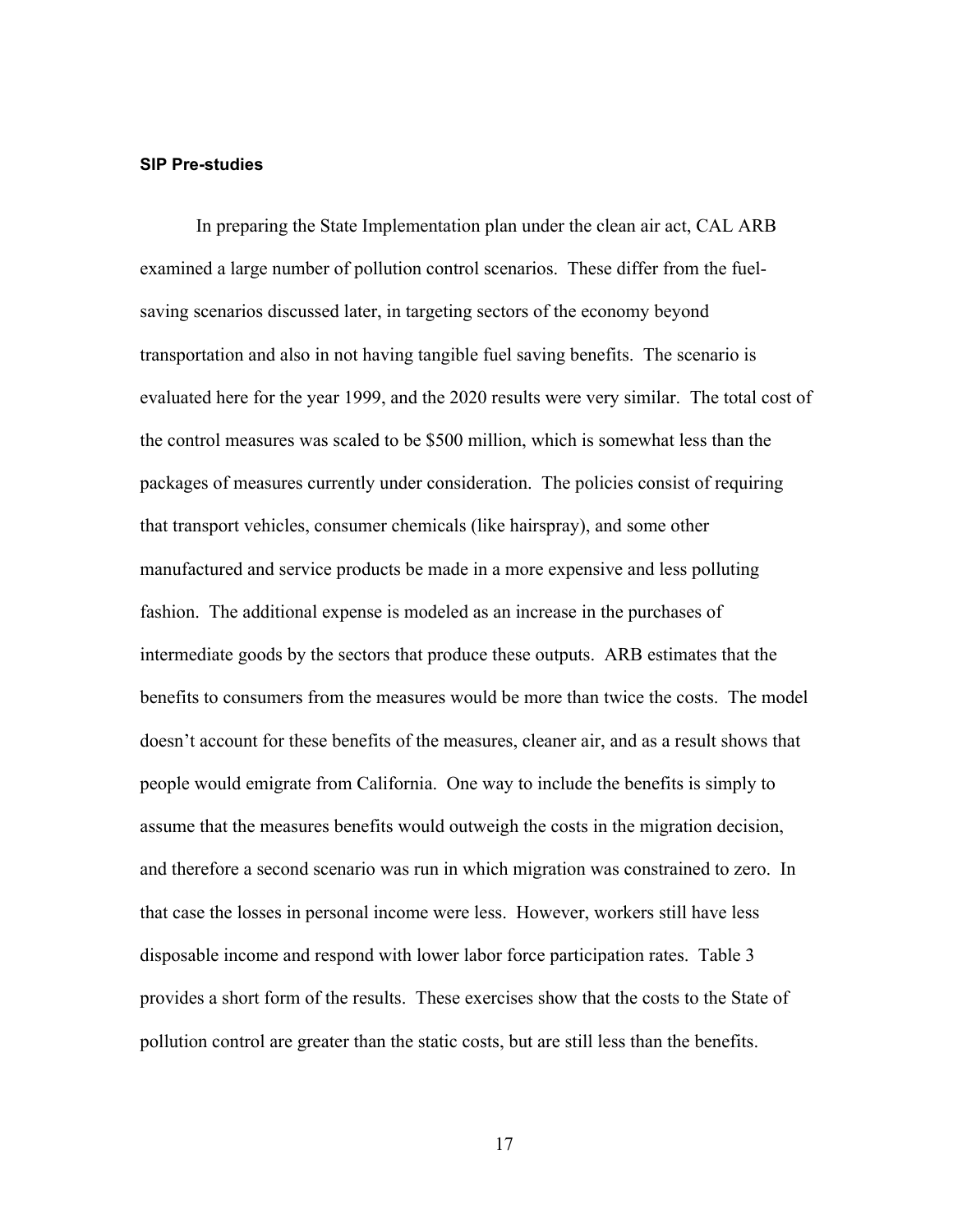### SIP Pre-studies

In preparing the State Implementation plan under the clean air act, CAL ARB examined a large number of pollution control scenarios. These differ from the fuel-saving scenarios discussed later, in targeting sectors of the economy beyond transportation and also in not having tangible fuel saving benefits. The scenario is evaluated here for the year 1999, and the 2020 results were very similar. The total cost of the control measures was scaled to be $500 million, which is somewhat less than the packages of measures currently under consideration. The policies consist of requiring that transport vehicles, consumer chemicals (like hairspray), and some other manufactured and service products be made in a more expensive and less polluting fashion. The additional expense is modeled as an increase in the purchases of intermediate goods by the sectors that produce these outputs. ARB estimates that the benefits to consumers from the measures would be more than twice the costs. The model doesn't account for these benefits of the measures, cleaner air, and as a result shows that people would emigrate from California. One way to include the benefits is simply to assume that the measures benefits would outweigh the costs in the migration decision, and therefore a second scenario was run in which migration was constrained to zero. In that case the losses in personal income were less. However, workers still have less disposable income and respond with lower labor force participation rates. Table 3 provides a short form of the results. These exercises show that the costs to the State of pollution control are greater than the static costs, but are still less than the benefits.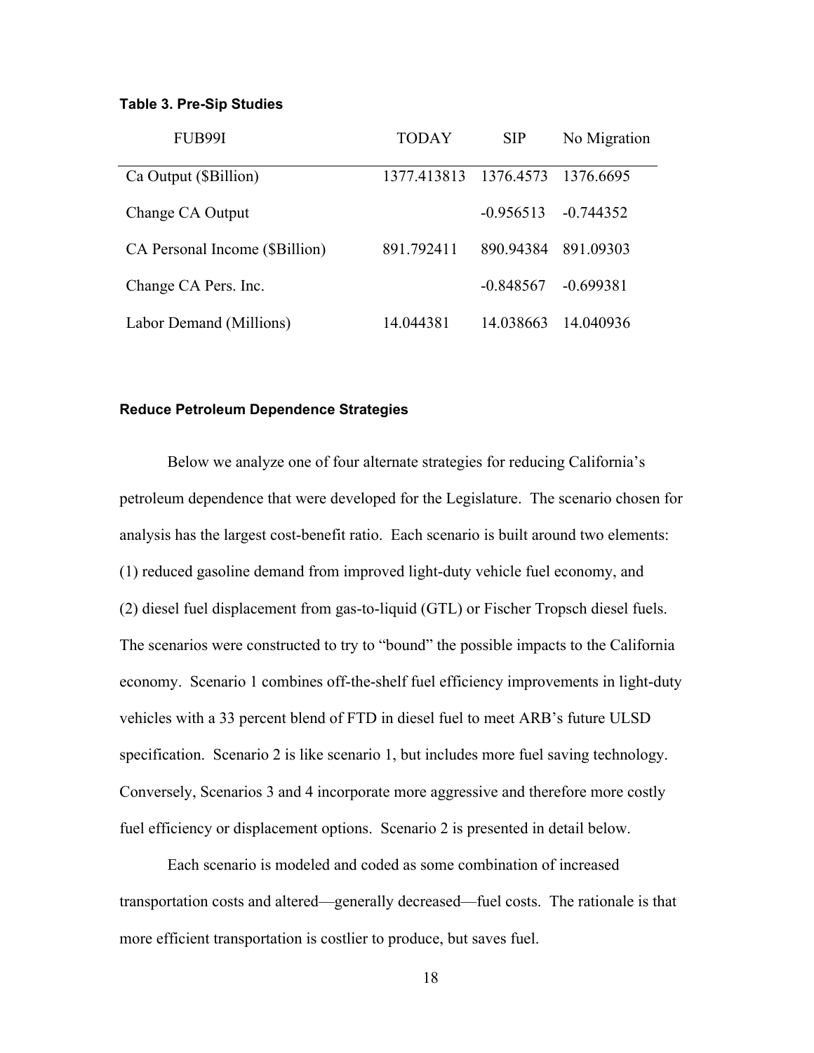**Table 3. Pre-Sip Studies**

| FUB99I | TODAY | SIP | No Migration |
|---|---|---|---|
| Ca Output ($Billion) | 1377.413813 | 1376.4573 | 1376.6695 |
| Change CA Output | | -0.956513 | -0.744352 |
| CA Personal Income ($Billion) | 891.792411 | 890.94384 | 891.09303 |
| Change CA Pers. Inc. | | -0.848567 | -0.699381 |
| Labor Demand (Millions) | 14.044381 | 14.038663 | 14.040936 |

**Reduce Petroleum Dependence Strategies**

Below we analyze one of four alternate strategies for reducing California's petroleum dependence that were developed for the Legislature. The scenario chosen for analysis has the largest cost-benefit ratio. Each scenario is built around two elements: (1) reduced gasoline demand from improved light-duty vehicle fuel economy, and (2) diesel fuel displacement from gas-to-liquid (GTL) or Fischer Tropsch diesel fuels. The scenarios were constructed to try to "bound" the possible impacts to the California economy. Scenario 1 combines off-the-shelf fuel efficiency improvements in light-duty vehicles with a 33 percent blend of FTD in diesel fuel to meet ARB's future ULSD specification. Scenario 2 is like scenario 1, but includes more fuel saving technology. Conversely, Scenarios 3 and 4 incorporate more aggressive and therefore more costly fuel efficiency or displacement options. Scenario 2 is presented in detail below.

Each scenario is modeled and coded as some combination of increased transportation costs and altered—generally decreased—fuel costs. The rationale is that more efficient transportation is costlier to produce, but saves fuel.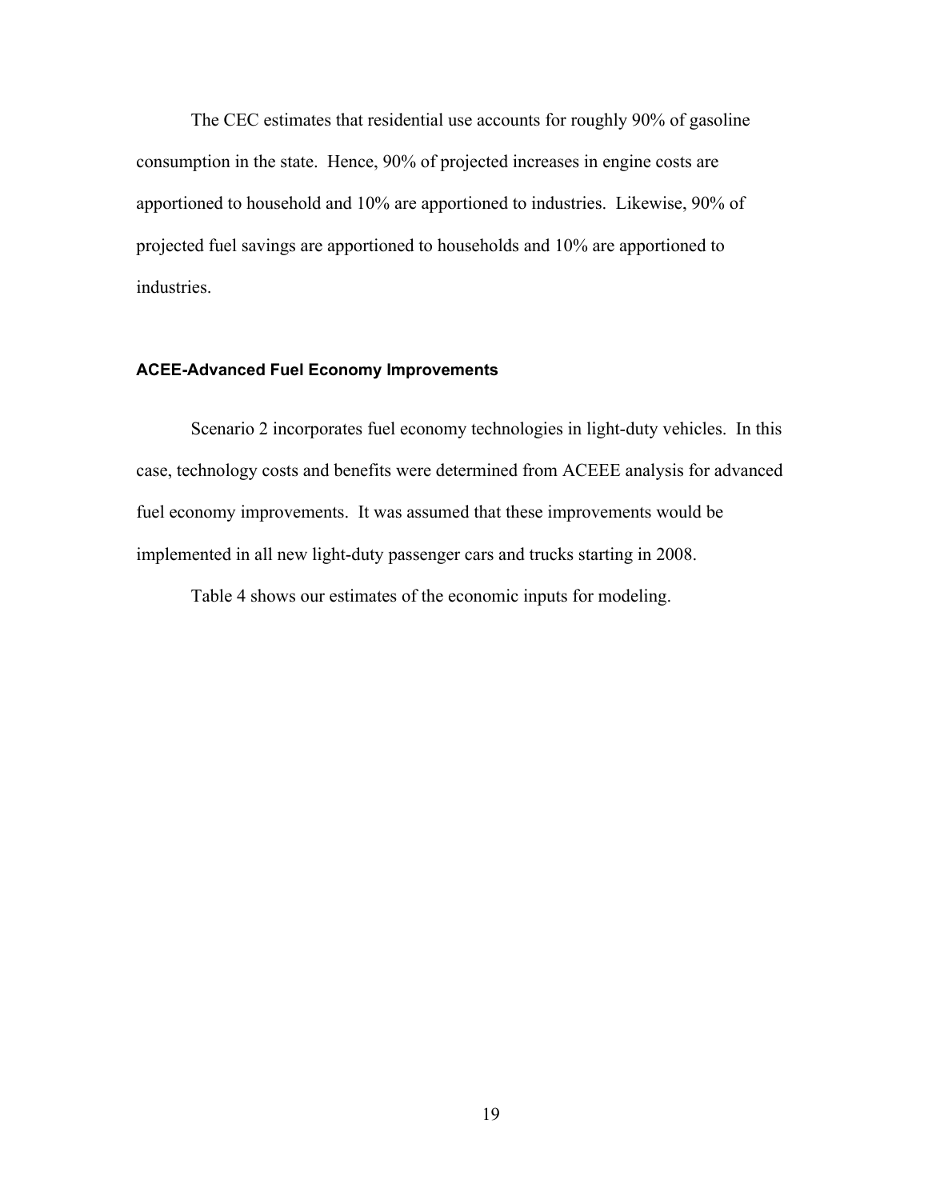The CEC estimates that residential use accounts for roughly 90% of gasoline consumption in the state. Hence, 90% of projected increases in engine costs are apportioned to household and 10% are apportioned to industries. Likewise, 90% of projected fuel savings are apportioned to households and 10% are apportioned to industries.

### ACEE-Advanced Fuel Economy Improvements

Scenario 2 incorporates fuel economy technologies in light-duty vehicles. In this case, technology costs and benefits were determined from ACEEE analysis for advanced fuel economy improvements. It was assumed that these improvements would be implemented in all new light-duty passenger cars and trucks starting in 2008.

Table 4 shows our estimates of the economic inputs for modeling.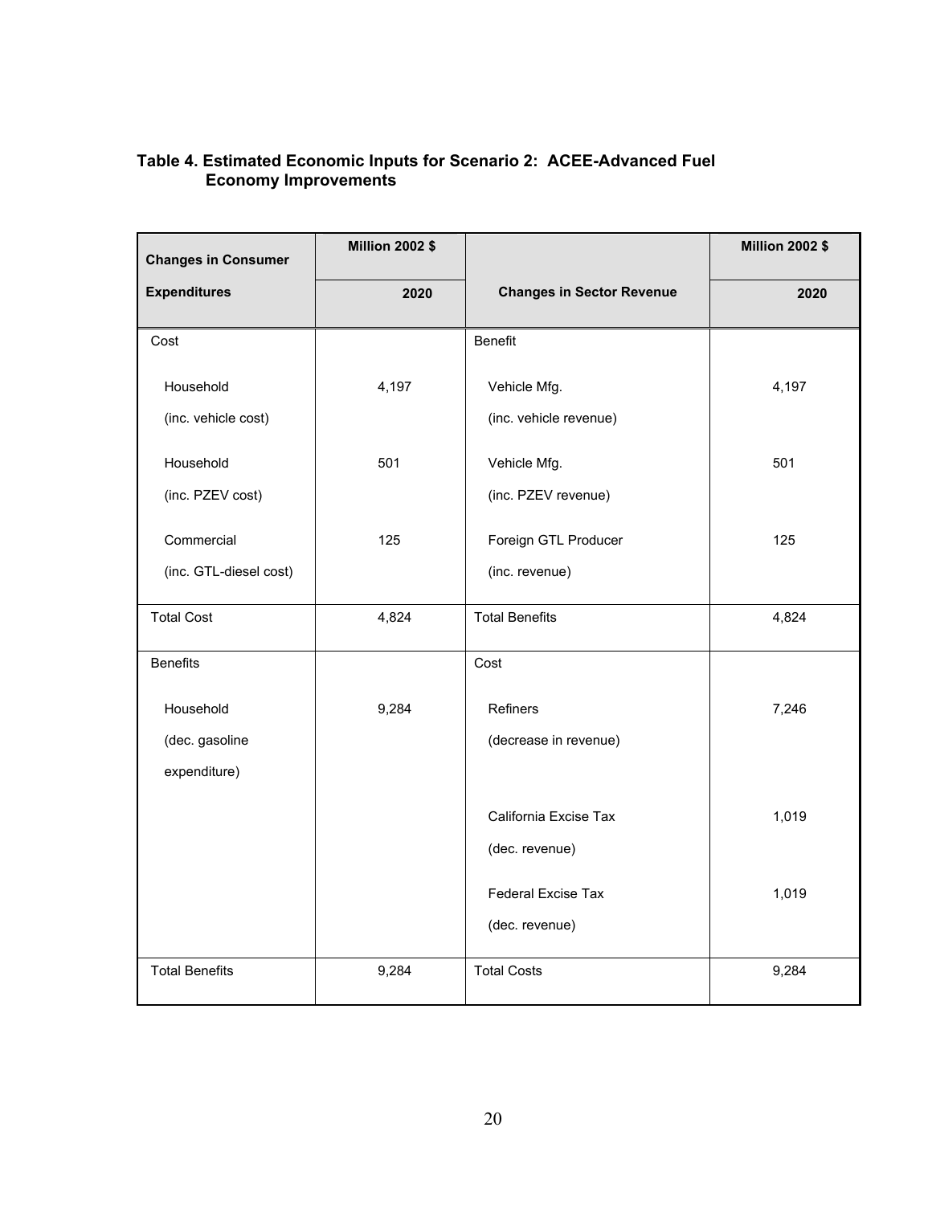**Table 4. Estimated Economic Inputs for Scenario 2: ACEE-Advanced Fuel Economy Improvements**

| Changes in Consumer Expenditures | Million 2002 $ 2020 | Changes in Sector Revenue | Million 2002 $ 2020 |
|---|---|---|---|
| Cost | | Benefit | |
| Household (inc. vehicle cost) | 4,197 | Vehicle Mfg. (inc. vehicle revenue) | 4,197 |
| Household (inc. PZEV cost) | 501 | Vehicle Mfg. (inc. PZEV revenue) | 501 |
| Commercial (inc. GTL-diesel cost) | 125 | Foreign GTL Producer (inc. revenue) | 125 |
| Total Cost | 4,824 | Total Benefits | 4,824 |
| Benefits | | Cost | |
| Household (dec. gasoline expenditure) | 9,284 | Refiners (decrease in revenue) | 7,246 |
| | | California Excise Tax (dec. revenue) | 1,019 |
| | | Federal Excise Tax (dec. revenue) | 1,019 |
| Total Benefits | 9,284 | Total Costs | 9,284 |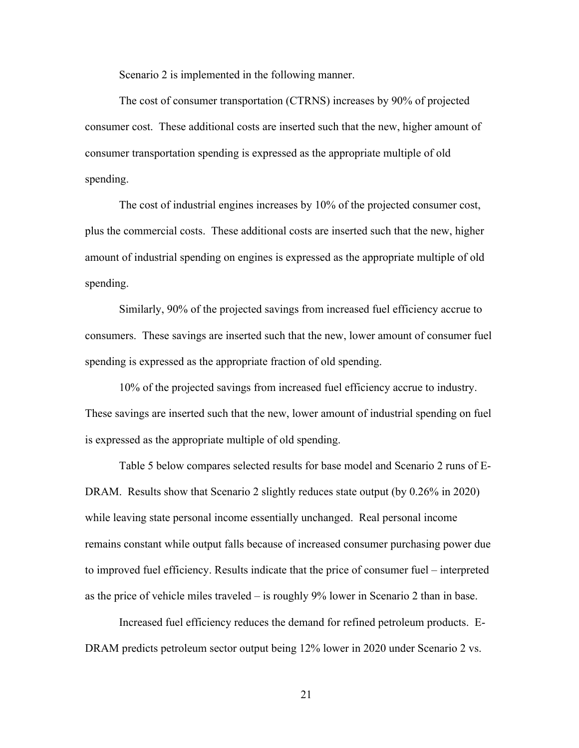Scenario 2 is implemented in the following manner.

The cost of consumer transportation (CTRNS) increases by 90% of projected consumer cost. These additional costs are inserted such that the new, higher amount of consumer transportation spending is expressed as the appropriate multiple of old spending.

The cost of industrial engines increases by 10% of the projected consumer cost, plus the commercial costs. These additional costs are inserted such that the new, higher amount of industrial spending on engines is expressed as the appropriate multiple of old spending.

Similarly, 90% of the projected savings from increased fuel efficiency accrue to consumers. These savings are inserted such that the new, lower amount of consumer fuel spending is expressed as the appropriate fraction of old spending.

10% of the projected savings from increased fuel efficiency accrue to industry. These savings are inserted such that the new, lower amount of industrial spending on fuel is expressed as the appropriate multiple of old spending.

Table 5 below compares selected results for base model and Scenario 2 runs of E-DRAM. Results show that Scenario 2 slightly reduces state output (by 0.26% in 2020) while leaving state personal income essentially unchanged. Real personal income remains constant while output falls because of increased consumer purchasing power due to improved fuel efficiency. Results indicate that the price of consumer fuel – interpreted as the price of vehicle miles traveled – is roughly 9% lower in Scenario 2 than in base.

Increased fuel efficiency reduces the demand for refined petroleum products. E-DRAM predicts petroleum sector output being 12% lower in 2020 under Scenario 2 vs.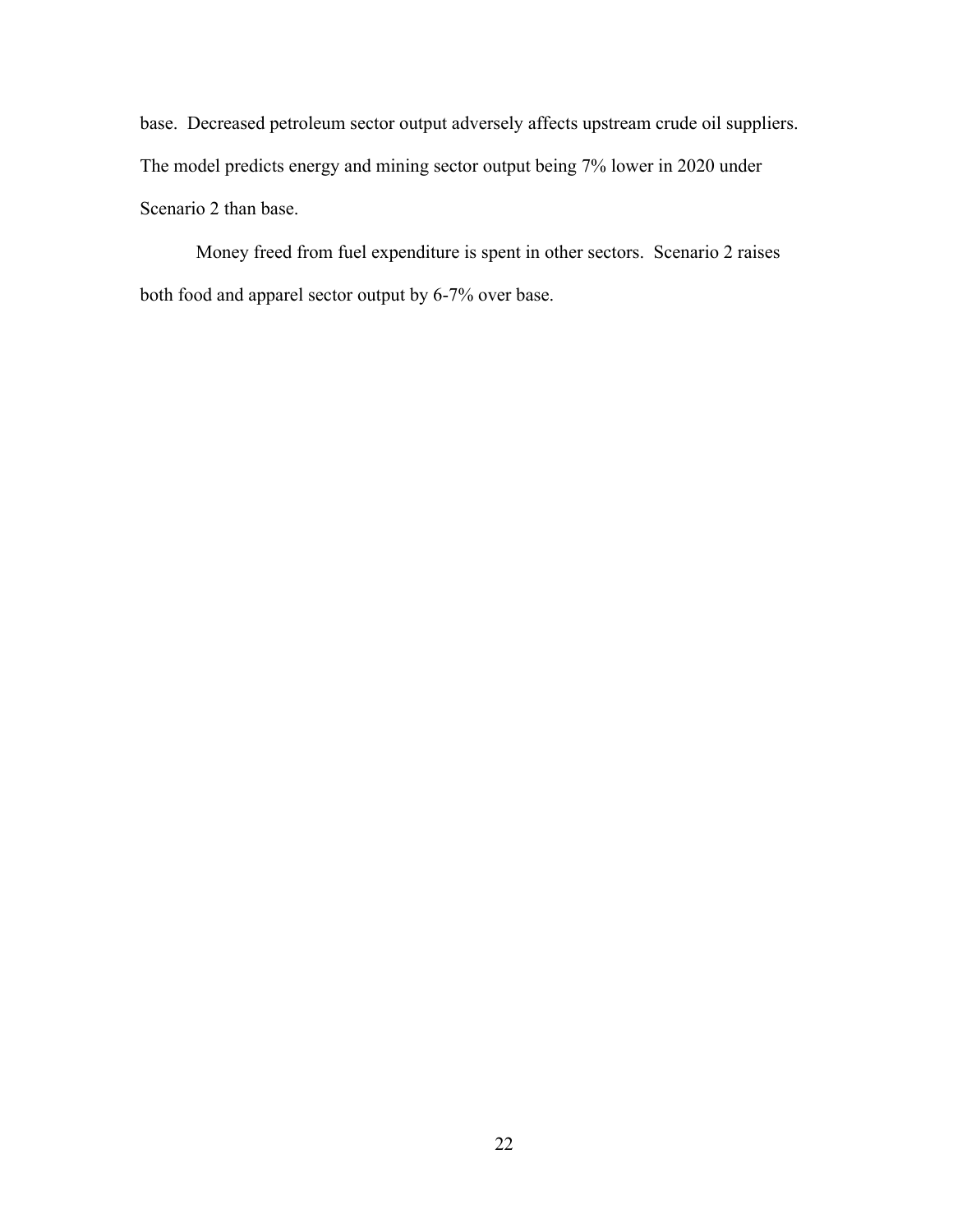base. Decreased petroleum sector output adversely affects upstream crude oil suppliers. The model predicts energy and mining sector output being 7% lower in 2020 under Scenario 2 than base.

Money freed from fuel expenditure is spent in other sectors. Scenario 2 raises both food and apparel sector output by 6-7% over base.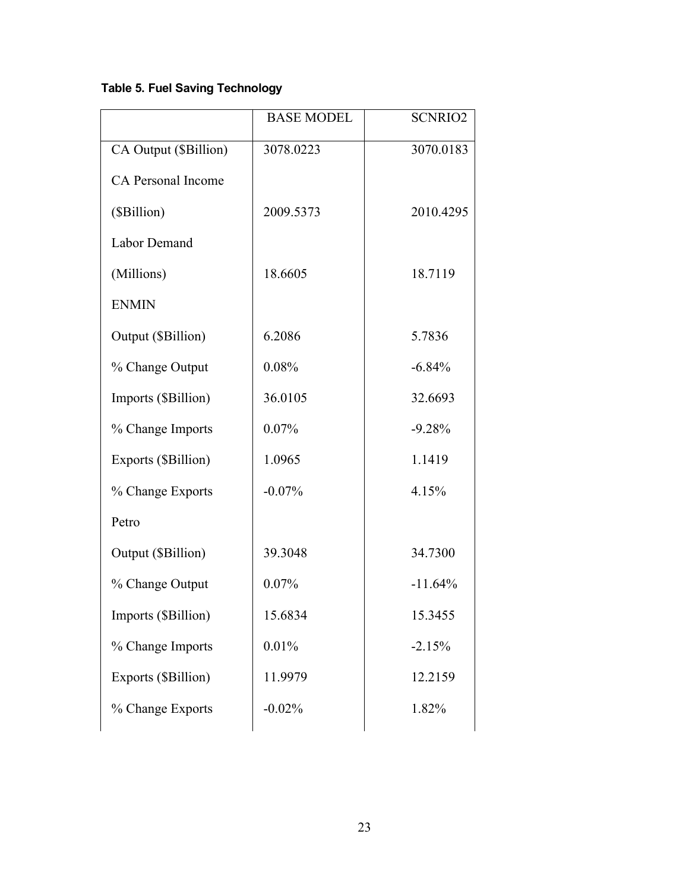**Table 5. Fuel Saving Technology**

| | BASE MODEL | SCNRIO2 |
|---|---|---|
| CA Output ($Billion) | 3078.0223 | 3070.0183 |
| CA Personal Income ($Billion) | 2009.5373 | 2010.4295 |
| Labor Demand (Millions) | 18.6605 | 18.7119 |
| ENMIN | | |
| Output ($Billion) | 6.2086 | 5.7836 |
| % Change Output | 0.08% | -6.84% |
| Imports ($Billion) | 36.0105 | 32.6693 |
| % Change Imports | 0.07% | -9.28% |
| Exports ($Billion) | 1.0965 | 1.1419 |
| % Change Exports | -0.07% | 4.15% |
| Petro | | |
| Output ($Billion) | 39.3048 | 34.7300 |
| % Change Output | 0.07% | -11.64% |
| Imports ($Billion) | 15.6834 | 15.3455 |
| % Change Imports | 0.01% | -2.15% |
| Exports ($Billion) | 11.9979 | 12.2159 |
| % Change Exports | -0.02% | 1.82% |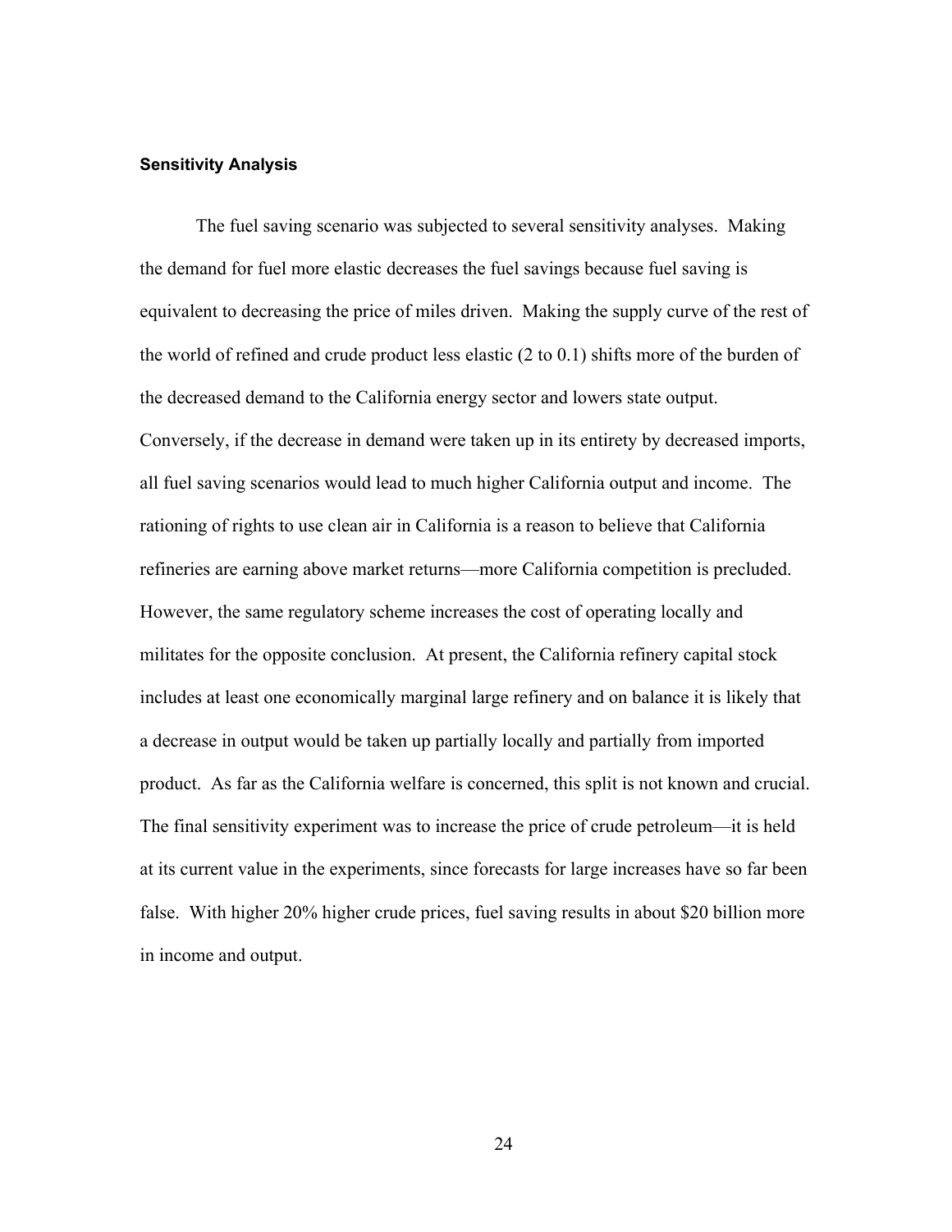**Sensitivity Analysis**

The fuel saving scenario was subjected to several sensitivity analyses. Making the demand for fuel more elastic decreases the fuel savings because fuel saving is equivalent to decreasing the price of miles driven. Making the supply curve of the rest of the world of refined and crude product less elastic (2 to 0.1) shifts more of the burden of the decreased demand to the California energy sector and lowers state output. Conversely, if the decrease in demand were taken up in its entirety by decreased imports, all fuel saving scenarios would lead to much higher California output and income. The rationing of rights to use clean air in California is a reason to believe that California refineries are earning above market returns—more California competition is precluded. However, the same regulatory scheme increases the cost of operating locally and militates for the opposite conclusion. At present, the California refinery capital stock includes at least one economically marginal large refinery and on balance it is likely that a decrease in output would be taken up partially locally and partially from imported product. As far as the California welfare is concerned, this split is not known and crucial. The final sensitivity experiment was to increase the price of crude petroleum—it is held at its current value in the experiments, since forecasts for large increases have so far been false. With higher 20% higher crude prices, fuel saving results in about $20 billion more in income and output.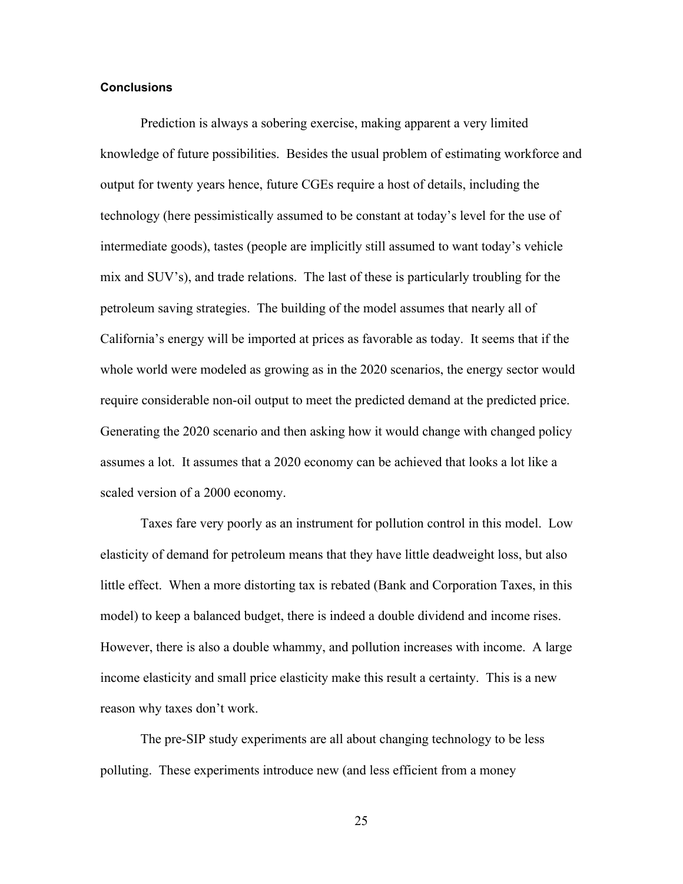### Conclusions

Prediction is always a sobering exercise, making apparent a very limited knowledge of future possibilities. Besides the usual problem of estimating workforce and output for twenty years hence, future CGEs require a host of details, including the technology (here pessimistically assumed to be constant at today's level for the use of intermediate goods), tastes (people are implicitly still assumed to want today's vehicle mix and SUV's), and trade relations. The last of these is particularly troubling for the petroleum saving strategies. The building of the model assumes that nearly all of California's energy will be imported at prices as favorable as today. It seems that if the whole world were modeled as growing as in the 2020 scenarios, the energy sector would require considerable non-oil output to meet the predicted demand at the predicted price. Generating the 2020 scenario and then asking how it would change with changed policy assumes a lot. It assumes that a 2020 economy can be achieved that looks a lot like a scaled version of a 2000 economy.

Taxes fare very poorly as an instrument for pollution control in this model. Low elasticity of demand for petroleum means that they have little deadweight loss, but also little effect. When a more distorting tax is rebated (Bank and Corporation Taxes, in this model) to keep a balanced budget, there is indeed a double dividend and income rises. However, there is also a double whammy, and pollution increases with income. A large income elasticity and small price elasticity make this result a certainty. This is a new reason why taxes don't work.

The pre-SIP study experiments are all about changing technology to be less polluting. These experiments introduce new (and less efficient from a money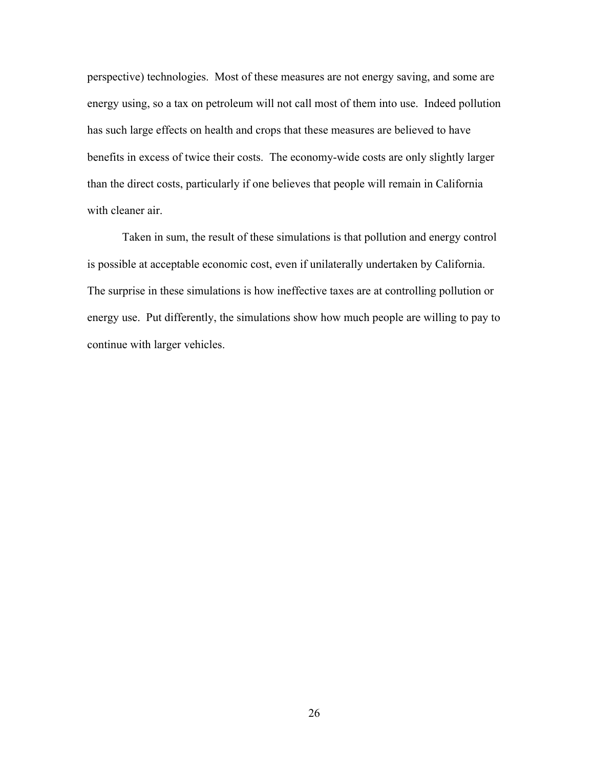perspective) technologies. Most of these measures are not energy saving, and some are energy using, so a tax on petroleum will not call most of them into use. Indeed pollution has such large effects on health and crops that these measures are believed to have benefits in excess of twice their costs. The economy-wide costs are only slightly larger than the direct costs, particularly if one believes that people will remain in California with cleaner air.

Taken in sum, the result of these simulations is that pollution and energy control is possible at acceptable economic cost, even if unilaterally undertaken by California. The surprise in these simulations is how ineffective taxes are at controlling pollution or energy use. Put differently, the simulations show how much people are willing to pay to continue with larger vehicles.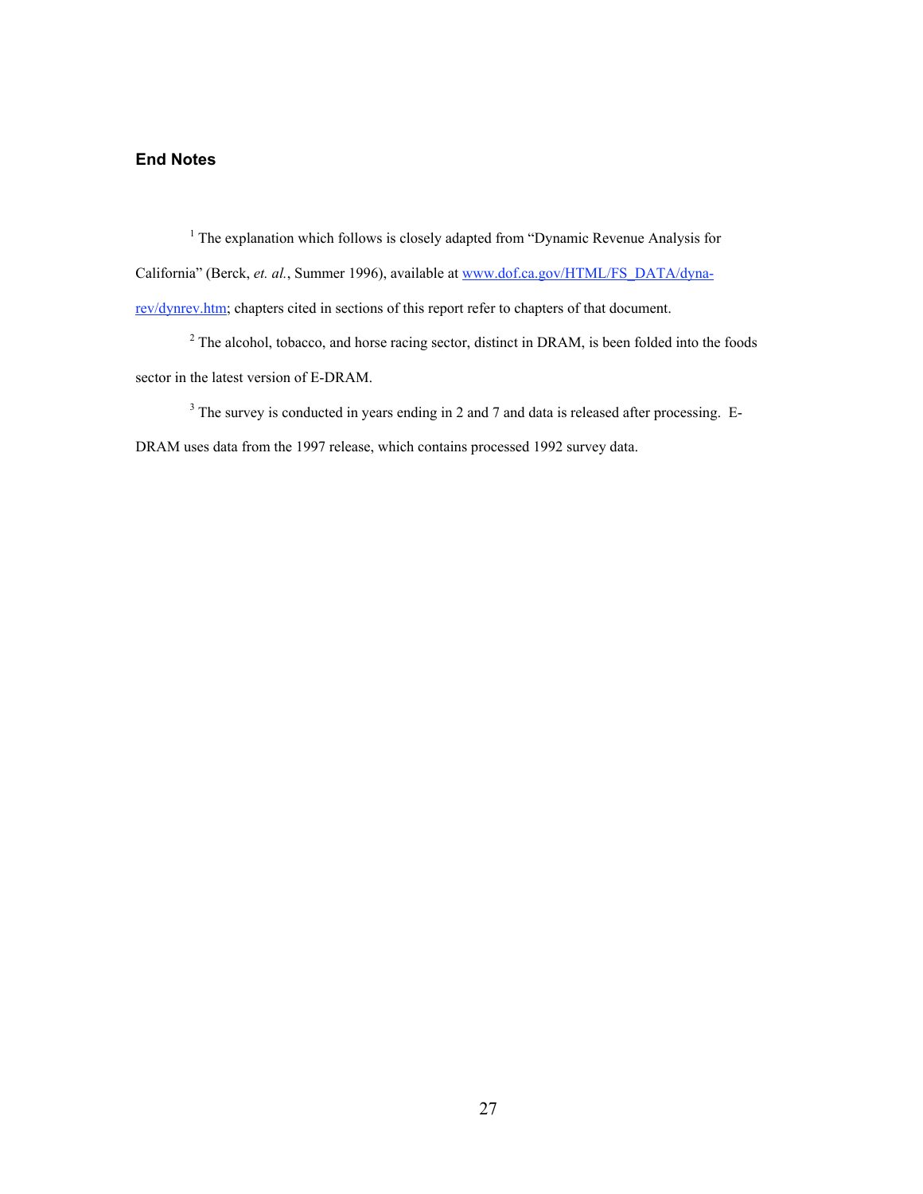## End Notes

[1] The explanation which follows is closely adapted from "Dynamic Revenue Analysis for California" (Berck, *et. al.*, Summer 1996), available at www.dof.ca.gov/HTML/FS_DATA/dyna-rev/dynrev.htm; chapters cited in sections of this report refer to chapters of that document.

[2] The alcohol, tobacco, and horse racing sector, distinct in DRAM, is been folded into the foods sector in the latest version of E-DRAM.

[3] The survey is conducted in years ending in 2 and 7 and data is released after processing. E-DRAM uses data from the 1997 release, which contains processed 1992 survey data.